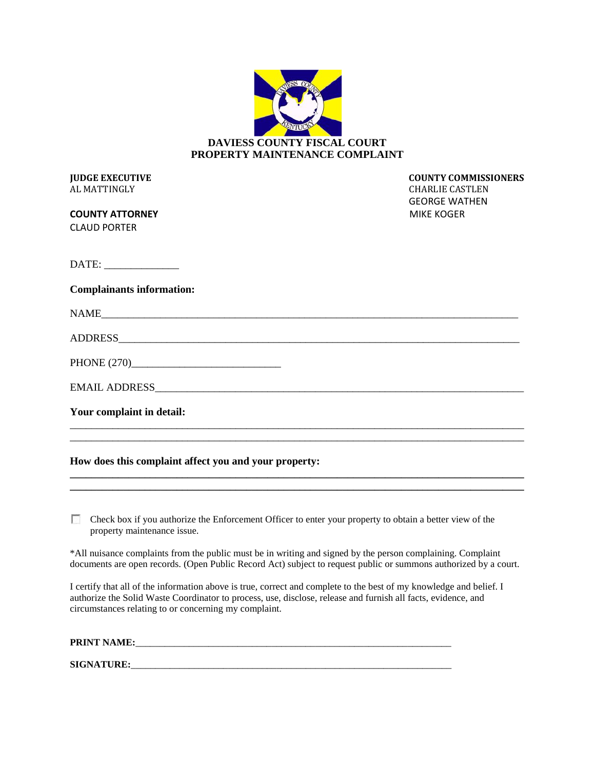# DAVIESS COUNTY FISCAL COURT
## PROPERTY MAINTENANCE COMPLAINT

**JUDGE EXECUTIVE**
AL MATTINGLY

**COUNTY ATTORNEY**
CLAUD PORTER

**COUNTY COMMISSIONERS**
CHARLIE CASTLEN
GEORGE WATHEN
MIKE KOGER

DATE: _____________

**Complainants information:**

NAME_______________________________________________________________________________

ADDRESS____________________________________________________________________________

PHONE (270)___________________________

EMAIL ADDRESS______________________________________________________________________

**Your complaint in detail:**

_____________________________________________________________________________________

_____________________________________________________________________________________

**How does this complaint affect you and your property:**

_____________________________________________________________________________________

_____________________________________________________________________________________

☐ Check box if you authorize the Enforcement Officer to enter your property to obtain a better view of the property maintenance issue.

*All nuisance complaints from the public must be in writing and signed by the person complaining. Complaint documents are open records. (Open Public Record Act) subject to request public or summons authorized by a court.

I certify that all of the information above is true, correct and complete to the best of my knowledge and belief. I authorize the Solid Waste Coordinator to process, use, disclose, release and furnish all facts, evidence, and circumstances relating to or concerning my complaint.

**PRINT NAME:**_______________________________________________________________

**SIGNATURE:**________________________________________________________________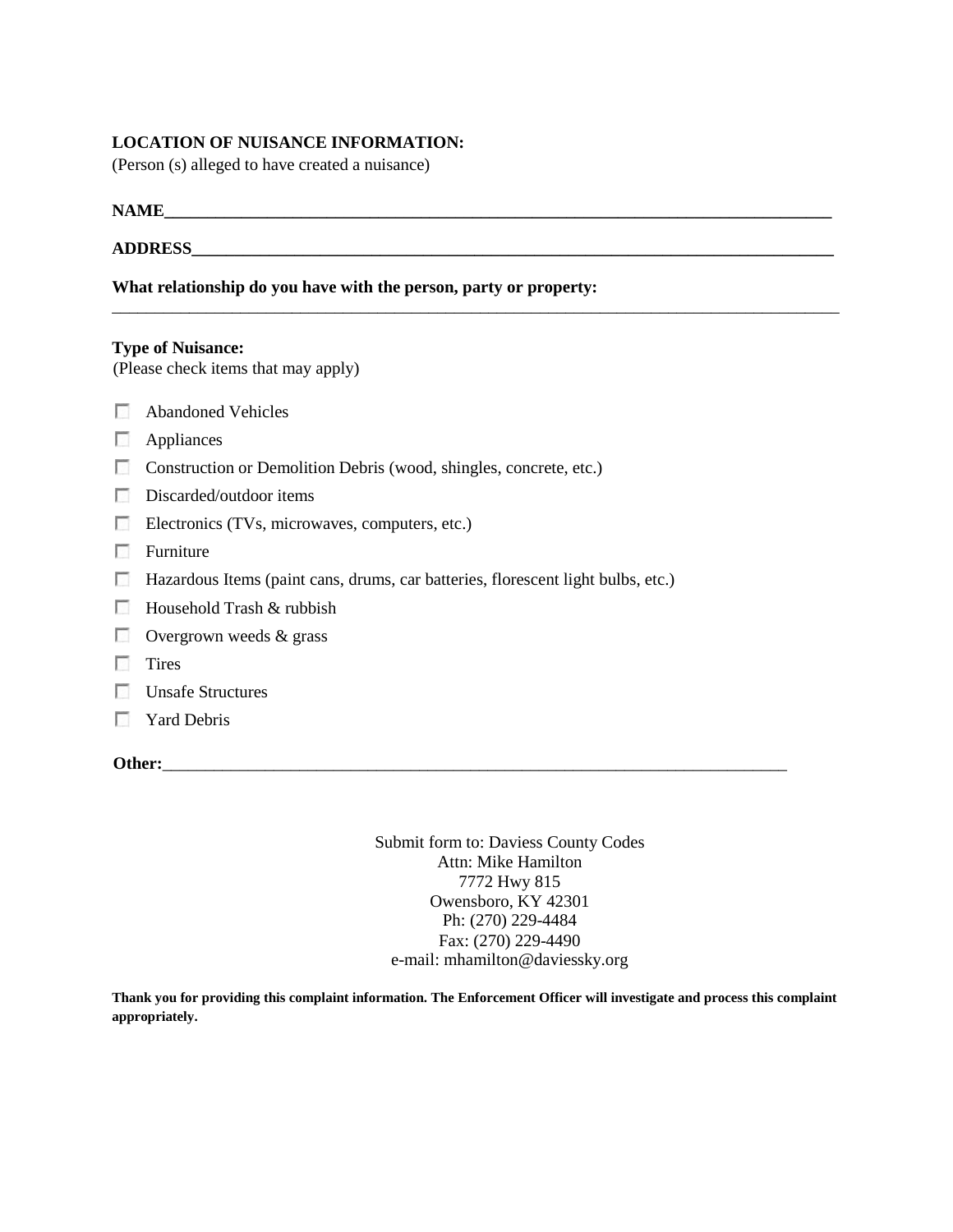**LOCATION OF NUISANCE INFORMATION:**
(Person (s) alleged to have created a nuisance)

**NAME**\_\_\_\_\_\_\_\_\_\_\_\_\_\_\_\_\_\_\_\_\_\_\_\_\_\_\_\_\_\_\_\_\_\_\_\_\_\_\_\_\_\_\_\_\_\_\_\_\_\_\_\_\_\_\_\_\_\_\_\_\_\_\_\_\_\_\_\_\_\_\_\_\_\_\_\_

**ADDRESS**\_\_\_\_\_\_\_\_\_\_\_\_\_\_\_\_\_\_\_\_\_\_\_\_\_\_\_\_\_\_\_\_\_\_\_\_\_\_\_\_\_\_\_\_\_\_\_\_\_\_\_\_\_\_\_\_\_\_\_\_\_\_\_\_\_\_\_\_\_\_\_\_\_

**What relationship do you have with the person, party or property:**
\_\_\_\_\_\_\_\_\_\_\_\_\_\_\_\_\_\_\_\_\_\_\_\_\_\_\_\_\_\_\_\_\_\_\_\_\_\_\_\_\_\_\_\_\_\_\_\_\_\_\_\_\_\_\_\_\_\_\_\_\_\_\_\_\_\_\_\_\_\_\_\_\_\_\_\_\_\_\_\_\_\_

**Type of Nuisance:**
(Please check items that may apply)

- ☐ Abandoned Vehicles
- ☐ Appliances
- ☐ Construction or Demolition Debris (wood, shingles, concrete, etc.)
- ☐ Discarded/outdoor items
- ☐ Electronics (TVs, microwaves, computers, etc.)
- ☐ Furniture
- ☐ Hazardous Items (paint cans, drums, car batteries, florescent light bulbs, etc.)
- ☐ Household Trash & rubbish
- ☐ Overgrown weeds & grass
- ☐ Tires
- ☐ Unsafe Structures
- ☐ Yard Debris

**Other:**\_\_\_\_\_\_\_\_\_\_\_\_\_\_\_\_\_\_\_\_\_\_\_\_\_\_\_\_\_\_\_\_\_\_\_\_\_\_\_\_\_\_\_\_\_\_\_\_\_\_\_\_\_\_\_\_\_\_\_\_\_\_\_\_\_\_\_\_\_\_\_

Submit form to: Daviess County Codes
Attn: Mike Hamilton
7772 Hwy 815
Owensboro, KY 42301
Ph: (270) 229-4484
Fax: (270) 229-4490
e-mail: mhamilton@daviessky.org

**Thank you for providing this complaint information. The Enforcement Officer will investigate and process this complaint appropriately.**